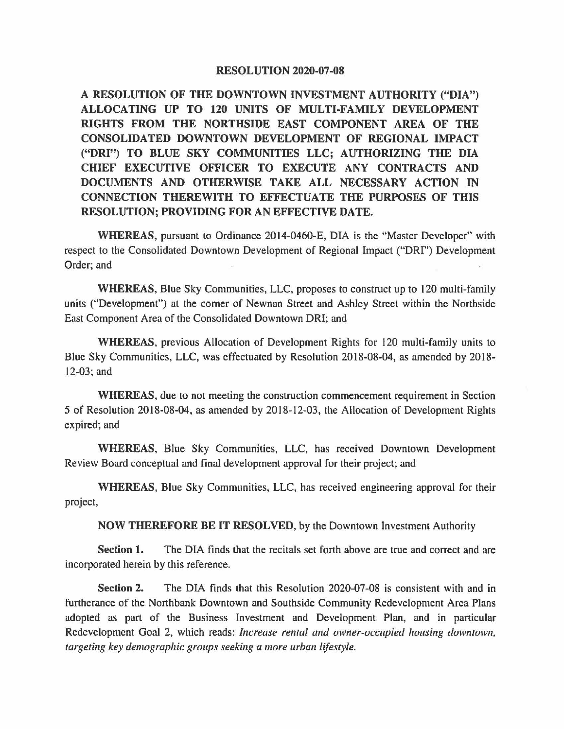# RESOLUTION 2020-07-08

**A RESOLUTION OF THE DOWNTOWN INVESTMENT AUTHORITY ("DIA") ALLOCATING UP TO 120 UNITS OF MULTI-FAMILY DEVELOPMENT RIGHTS FROM THE NORTHSIDE EAST COMPONENT AREA OF THE CONSOLIDATED DOWNTOWN DEVELOPMENT OF REGIONAL IMPACT ("DRI") TO BLUE SKY COMMUNITIES LLC; AUTHORIZING THE DIA CHIEF EXECUTIVE OFFICER TO EXECUTE ANY CONTRACTS AND DOCUMENTS AND OTHERWISE TAKE ALL NECESSARY ACTION IN CONNECTION THEREWITH TO EFFECTUATE THE PURPOSES OF THIS RESOLUTION; PROVIDING FOR AN EFFECTIVE DATE.**

**WHEREAS,** pursuant to Ordinance 2014-0460-E, DIA is the "Master Developer" with respect to the Consolidated Downtown Development of Regional Impact ("DRI") Development Order; and

**WHEREAS,** Blue Sky Communities, LLC, proposes to construct up to 120 multi-family units ("Development") at the corner of Newnan Street and Ashley Street within the Northside East Component Area of the Consolidated Downtown DRI; and

**WHEREAS,** previous Allocation of Development Rights for 120 multi-family units to Blue Sky Communities, LLC, was effectuated by Resolution 2018-08-04, as amended by 2018-12-03; and

**WHEREAS,** due to not meeting the construction commencement requirement in Section 5 of Resolution 2018-08-04, as amended by 2018-12-03, the Allocation of Development Rights expired; and

**WHEREAS,** Blue Sky Communities, LLC, has received Downtown Development Review Board conceptual and final development approval for their project; and

**WHEREAS,** Blue Sky Communities, LLC, has received engineering approval for their project,

**NOW THEREFORE BE IT RESOLVED,** by the Downtown Investment Authority

**Section 1.** The DIA finds that the recitals set forth above are true and correct and are incorporated herein by this reference.

**Section 2.** The DIA finds that this Resolution 2020-07-08 is consistent with and in furtherance of the Northbank Downtown and Southside Community Redevelopment Area Plans adopted as part of the Business Investment and Development Plan, and in particular Redevelopment Goal 2, which reads: *Increase rental and owner-occupied housing downtown, targeting key demographic groups seeking a more urban lifestyle.*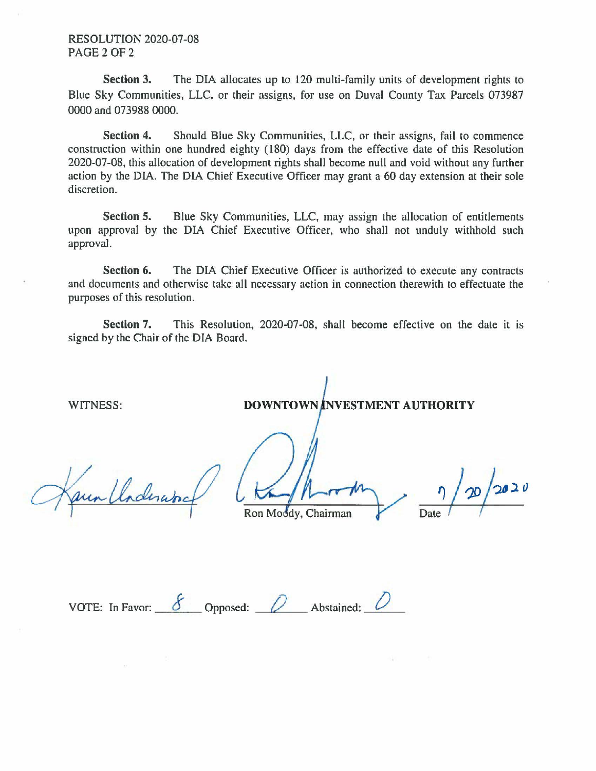RESOLUTION 2020-07-08

**Section 3.** The DIA allocates up to 120 multi-family units of development rights to Blue Sky Communities, LLC, or their assigns, for use on Duval County Tax Parcels 073987 0000 and 073988 0000.

**Section 4.** Should Blue Sky Communities, LLC, or their assigns, fail to commence construction within one hundred eighty (180) days from the effective date of this Resolution 2020-07-08, this allocation of development rights shall become null and void without any further action by the DIA. The DIA Chief Executive Officer may grant a 60 day extension at their sole discretion.

**Section 5.** Blue Sky Communities, LLC, may assign the allocation of entitlements upon approval by the DIA Chief Executive Officer, who shall not unduly withhold such approval.

**Section 6.** The DIA Chief Executive Officer is authorized to execute any contracts and documents and otherwise take all necessary action in connection therewith to effectuate the purposes of this resolution.

**Section 7.** This Resolution, 2020-07-08, shall become effective on the date it is signed by the Chair of the DIA Board.

WITNESS: **DOWNTOWN INVESTMENT AUTHORITY**

Karen Underwood

Ron Moody, Chairman

Date 7/20/2020

VOTE: In Favor: 8 Opposed: 0 Abstained: 0